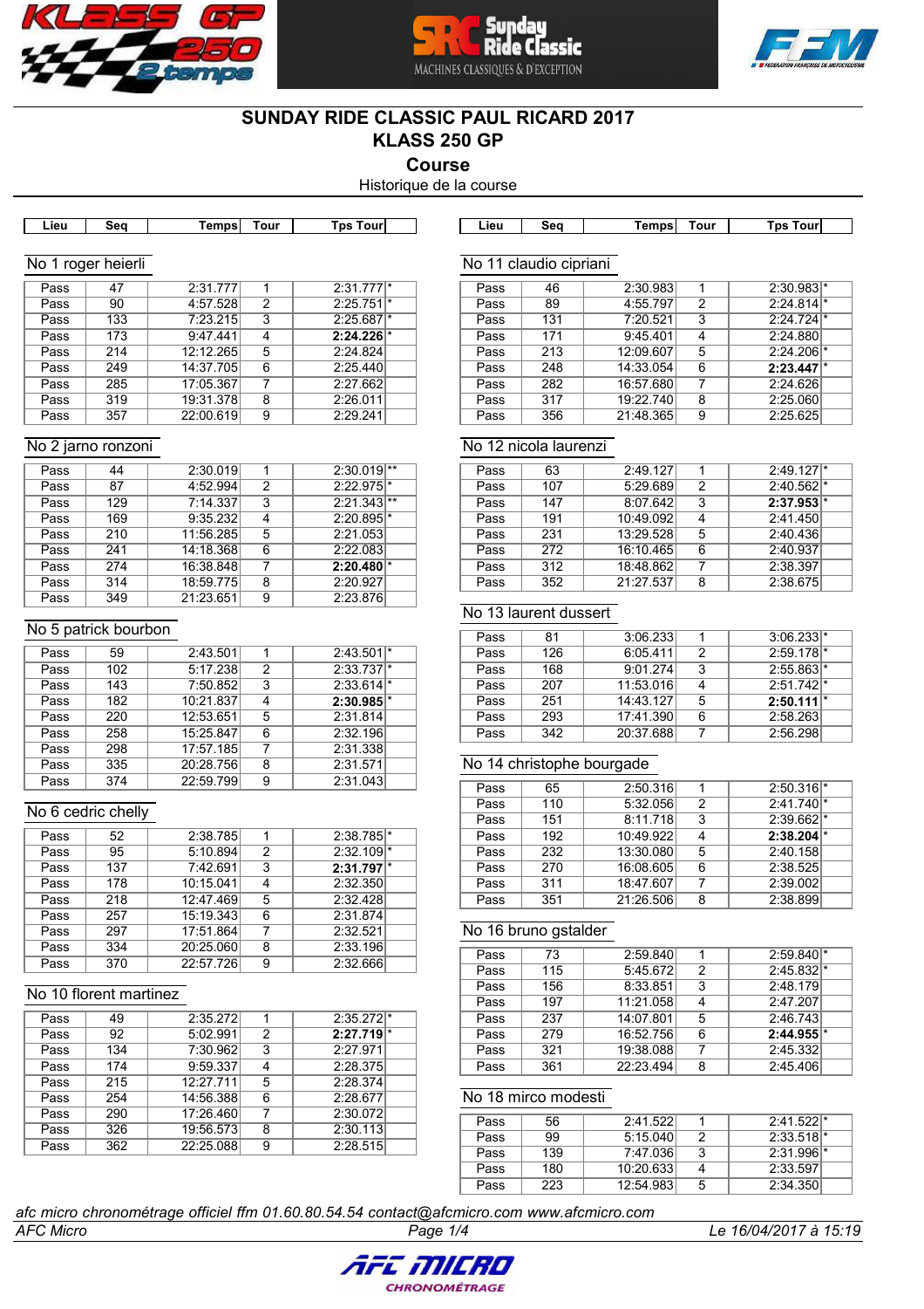# SUNDAY RIDE CLASSIC PAUL RICARD 2017

## KLASS 250 GP

### Course

Historique de la course

### No 1 roger heierli

| Lieu | Seq | Temps | Tour | Tps Tour | |
|---|---|---|---|---|---|
| Pass | 47 | 2:31.777 | 1 | 2:31.777 | * |
| Pass | 90 | 4:57.528 | 2 | 2:25.751 | * |
| Pass | 133 | 7:23.215 | 3 | 2:25.687 | * |
| Pass | 173 | 9:47.441 | 4 | **2:24.226** | * |
| Pass | 214 | 12:12.265 | 5 | 2:24.824 | |
| Pass | 249 | 14:37.705 | 6 | 2:25.440 | |
| Pass | 285 | 17:05.367 | 7 | 2:27.662 | |
| Pass | 319 | 19:31.378 | 8 | 2:26.011 | |
| Pass | 357 | 22:00.619 | 9 | 2:29.241 | |

### No 2 jarno ronzoni

| Lieu | Seq | Temps | Tour | Tps Tour | |
|---|---|---|---|---|---|
| Pass | 44 | 2:30.019 | 1 | 2:30.019 | ** |
| Pass | 87 | 4:52.994 | 2 | 2:22.975 | * |
| Pass | 129 | 7:14.337 | 3 | 2:21.343 | ** |
| Pass | 169 | 9:35.232 | 4 | 2:20.895 | * |
| Pass | 210 | 11:56.285 | 5 | 2:21.053 | |
| Pass | 241 | 14:18.368 | 6 | 2:22.083 | |
| Pass | 274 | 16:38.848 | 7 | **2:20.480** | * |
| Pass | 314 | 18:59.775 | 8 | 2:20.927 | |
| Pass | 349 | 21:23.651 | 9 | 2:23.876 | |

### No 5 patrick bourbon

| Lieu | Seq | Temps | Tour | Tps Tour | |
|---|---|---|---|---|---|
| Pass | 59 | 2:43.501 | 1 | 2:43.501 | * |
| Pass | 102 | 5:17.238 | 2 | 2:33.737 | * |
| Pass | 143 | 7:50.852 | 3 | 2:33.614 | * |
| Pass | 182 | 10:21.837 | 4 | **2:30.985** | * |
| Pass | 220 | 12:53.651 | 5 | 2:31.814 | |
| Pass | 258 | 15:25.847 | 6 | 2:32.196 | |
| Pass | 298 | 17:57.185 | 7 | 2:31.338 | |
| Pass | 335 | 20:28.756 | 8 | 2:31.571 | |
| Pass | 374 | 22:59.799 | 9 | 2:31.043 | |

### No 6 cedric chelly

| Lieu | Seq | Temps | Tour | Tps Tour | |
|---|---|---|---|---|---|
| Pass | 52 | 2:38.785 | 1 | 2:38.785 | * |
| Pass | 95 | 5:10.894 | 2 | 2:32.109 | * |
| Pass | 137 | 7:42.691 | 3 | **2:31.797** | * |
| Pass | 178 | 10:15.041 | 4 | 2:32.350 | |
| Pass | 218 | 12:47.469 | 5 | 2:32.428 | |
| Pass | 257 | 15:19.343 | 6 | 2:31.874 | |
| Pass | 297 | 17:51.864 | 7 | 2:32.521 | |
| Pass | 334 | 20:25.060 | 8 | 2:33.196 | |
| Pass | 370 | 22:57.726 | 9 | 2:32.666 | |

### No 10 florent martinez

| Lieu | Seq | Temps | Tour | Tps Tour | |
|---|---|---|---|---|---|
| Pass | 49 | 2:35.272 | 1 | 2:35.272 | * |
| Pass | 92 | 5:02.991 | 2 | **2:27.719** | * |
| Pass | 134 | 7:30.962 | 3 | 2:27.971 | |
| Pass | 174 | 9:59.337 | 4 | 2:28.375 | |
| Pass | 215 | 12:27.711 | 5 | 2:28.374 | |
| Pass | 254 | 14:56.388 | 6 | 2:28.677 | |
| Pass | 290 | 17:26.460 | 7 | 2:30.072 | |
| Pass | 326 | 19:56.573 | 8 | 2:30.113 | |
| Pass | 362 | 22:25.088 | 9 | 2:28.515 | |

### No 11 claudio cipriani

| Lieu | Seq | Temps | Tour | Tps Tour | |
|---|---|---|---|---|---|
| Pass | 46 | 2:30.983 | 1 | 2:30.983 | * |
| Pass | 89 | 4:55.797 | 2 | 2:24.814 | * |
| Pass | 131 | 7:20.521 | 3 | 2:24.724 | * |
| Pass | 171 | 9:45.401 | 4 | 2:24.880 | |
| Pass | 213 | 12:09.607 | 5 | 2:24.206 | * |
| Pass | 248 | 14:33.054 | 6 | **2:23.447** | * |
| Pass | 282 | 16:57.680 | 7 | 2:24.626 | |
| Pass | 317 | 19:22.740 | 8 | 2:25.060 | |
| Pass | 356 | 21:48.365 | 9 | 2:25.625 | |

### No 12 nicola laurenzi

| Lieu | Seq | Temps | Tour | Tps Tour | |
|---|---|---|---|---|---|
| Pass | 63 | 2:49.127 | 1 | 2:49.127 | * |
| Pass | 107 | 5:29.689 | 2 | 2:40.562 | * |
| Pass | 147 | 8:07.642 | 3 | **2:37.953** | * |
| Pass | 191 | 10:49.092 | 4 | 2:41.450 | |
| Pass | 231 | 13:29.528 | 5 | 2:40.436 | |
| Pass | 272 | 16:10.465 | 6 | 2:40.937 | |
| Pass | 312 | 18:48.862 | 7 | 2:38.397 | |
| Pass | 352 | 21:27.537 | 8 | 2:38.675 | |

### No 13 laurent dussert

| Lieu | Seq | Temps | Tour | Tps Tour | |
|---|---|---|---|---|---|
| Pass | 81 | 3:06.233 | 1 | 3:06.233 | * |
| Pass | 126 | 6:05.411 | 2 | 2:59.178 | * |
| Pass | 168 | 9:01.274 | 3 | 2:55.863 | * |
| Pass | 207 | 11:53.016 | 4 | 2:51.742 | * |
| Pass | 251 | 14:43.127 | 5 | **2:50.111** | * |
| Pass | 293 | 17:41.390 | 6 | 2:58.263 | |
| Pass | 342 | 20:37.688 | 7 | 2:56.298 | |

### No 14 christophe bourgade

| Lieu | Seq | Temps | Tour | Tps Tour | |
|---|---|---|---|---|---|
| Pass | 65 | 2:50.316 | 1 | 2:50.316 | * |
| Pass | 110 | 5:32.056 | 2 | 2:41.740 | * |
| Pass | 151 | 8:11.718 | 3 | 2:39.662 | * |
| Pass | 192 | 10:49.922 | 4 | **2:38.204** | * |
| Pass | 232 | 13:30.080 | 5 | 2:40.158 | |
| Pass | 270 | 16:08.605 | 6 | 2:38.525 | |
| Pass | 311 | 18:47.607 | 7 | 2:39.002 | |
| Pass | 351 | 21:26.506 | 8 | 2:38.899 | |

### No 16 bruno gstalder

| Lieu | Seq | Temps | Tour | Tps Tour | |
|---|---|---|---|---|---|
| Pass | 73 | 2:59.840 | 1 | 2:59.840 | * |
| Pass | 115 | 5:45.672 | 2 | 2:45.832 | * |
| Pass | 156 | 8:33.851 | 3 | 2:48.179 | |
| Pass | 197 | 11:21.058 | 4 | 2:47.207 | |
| Pass | 237 | 14:07.801 | 5 | 2:46.743 | |
| Pass | 279 | 16:52.756 | 6 | **2:44.955** | * |
| Pass | 321 | 19:38.088 | 7 | 2:45.332 | |
| Pass | 361 | 22:23.494 | 8 | 2:45.406 | |

### No 18 mirco modesti

| Lieu | Seq | Temps | Tour | Tps Tour | |
|---|---|---|---|---|---|
| Pass | 56 | 2:41.522 | 1 | 2:41.522 | * |
| Pass | 99 | 5:15.040 | 2 | 2:33.518 | * |
| Pass | 139 | 7:47.036 | 3 | 2:31.996 | * |
| Pass | 180 | 10:20.633 | 4 | 2:33.597 | |
| Pass | 223 | 12:54.983 | 5 | 2:34.350 | |

*afc micro chronométrage officiel ffm 01.60.80.54.54 contact@afcmicro.com www.afcmicro.com*

*AFC Micro* — *Le 16/04/2017 à 15:19*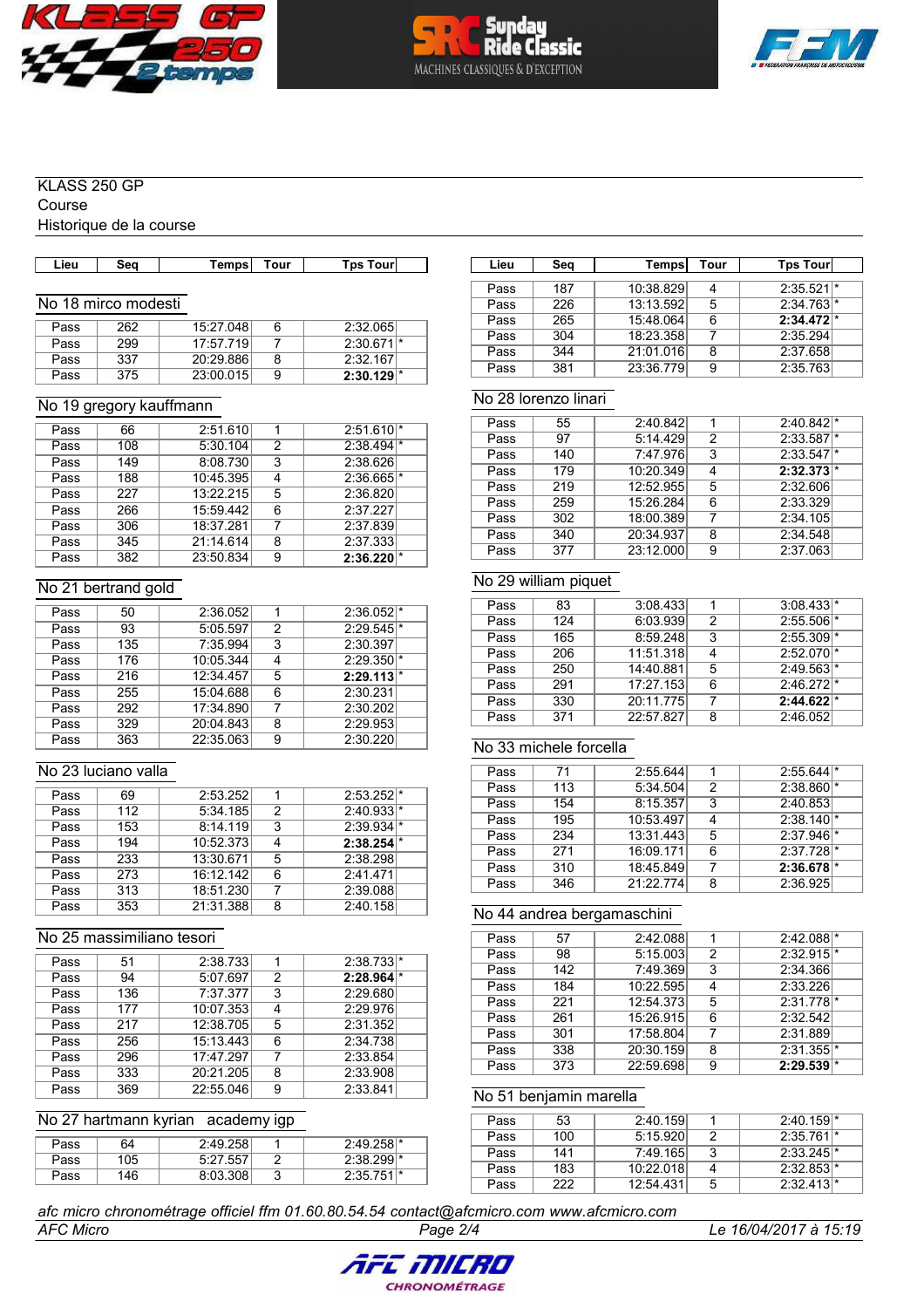KLASS 250 GP
Course
Historique de la course

### No 18 mirco modesti

| Lieu | Seq | Temps | Tour | Tps Tour | |
|---|---|---|---|---|---|
| Pass | 262 | 15:27.048 | 6 | 2:32.065 | |
| Pass | 299 | 17:57.719 | 7 | 2:30.671 | * |
| Pass | 337 | 20:29.886 | 8 | 2:32.167 | |
| Pass | 375 | 23:00.015 | 9 | **2:30.129** | * |

### No 19 gregory kauffmann

| Lieu | Seq | Temps | Tour | Tps Tour | |
|---|---|---|---|---|---|
| Pass | 66 | 2:51.610 | 1 | 2:51.610 | * |
| Pass | 108 | 5:30.104 | 2 | 2:38.494 | * |
| Pass | 149 | 8:08.730 | 3 | 2:38.626 | |
| Pass | 188 | 10:45.395 | 4 | 2:36.665 | * |
| Pass | 227 | 13:22.215 | 5 | 2:36.820 | |
| Pass | 266 | 15:59.442 | 6 | 2:37.227 | |
| Pass | 306 | 18:37.281 | 7 | 2:37.839 | |
| Pass | 345 | 21:14.614 | 8 | 2:37.333 | |
| Pass | 382 | 23:50.834 | 9 | **2:36.220** | * |

### No 21 bertrand gold

| Lieu | Seq | Temps | Tour | Tps Tour | |
|---|---|---|---|---|---|
| Pass | 50 | 2:36.052 | 1 | 2:36.052 | * |
| Pass | 93 | 5:05.597 | 2 | 2:29.545 | * |
| Pass | 135 | 7:35.994 | 3 | 2:30.397 | |
| Pass | 176 | 10:05.344 | 4 | 2:29.350 | * |
| Pass | 216 | 12:34.457 | 5 | **2:29.113** | * |
| Pass | 255 | 15:04.688 | 6 | 2:30.231 | |
| Pass | 292 | 17:34.890 | 7 | 2:30.202 | |
| Pass | 329 | 20:04.843 | 8 | 2:29.953 | |
| Pass | 363 | 22:35.063 | 9 | 2:30.220 | |

### No 23 luciano valla

| Lieu | Seq | Temps | Tour | Tps Tour | |
|---|---|---|---|---|---|
| Pass | 69 | 2:53.252 | 1 | 2:53.252 | * |
| Pass | 112 | 5:34.185 | 2 | 2:40.933 | * |
| Pass | 153 | 8:14.119 | 3 | 2:39.934 | * |
| Pass | 194 | 10:52.373 | 4 | **2:38.254** | * |
| Pass | 233 | 13:30.671 | 5 | 2:38.298 | |
| Pass | 273 | 16:12.142 | 6 | 2:41.471 | |
| Pass | 313 | 18:51.230 | 7 | 2:39.088 | |
| Pass | 353 | 21:31.388 | 8 | 2:40.158 | |

### No 25 massimiliano tesori

| Lieu | Seq | Temps | Tour | Tps Tour | |
|---|---|---|---|---|---|
| Pass | 51 | 2:38.733 | 1 | 2:38.733 | * |
| Pass | 94 | 5:07.697 | 2 | **2:28.964** | * |
| Pass | 136 | 7:37.377 | 3 | 2:29.680 | |
| Pass | 177 | 10:07.353 | 4 | 2:29.976 | |
| Pass | 217 | 12:38.705 | 5 | 2:31.352 | |
| Pass | 256 | 15:13.443 | 6 | 2:34.738 | |
| Pass | 296 | 17:47.297 | 7 | 2:33.854 | |
| Pass | 333 | 20:21.205 | 8 | 2:33.908 | |
| Pass | 369 | 22:55.046 | 9 | 2:33.841 | |

### No 27 hartmann kyrian academy igp

| Lieu | Seq | Temps | Tour | Tps Tour | |
|---|---|---|---|---|---|
| Pass | 64 | 2:49.258 | 1 | 2:49.258 | * |
| Pass | 105 | 5:27.557 | 2 | 2:38.299 | * |
| Pass | 146 | 8:03.308 | 3 | 2:35.751 | * |
| Pass | 187 | 10:38.829 | 4 | 2:35.521 | * |
| Pass | 226 | 13:13.592 | 5 | 2:34.763 | * |
| Pass | 265 | 15:48.064 | 6 | **2:34.472** | * |
| Pass | 304 | 18:23.358 | 7 | 2:35.294 | |
| Pass | 344 | 21:01.016 | 8 | 2:37.658 | |
| Pass | 381 | 23:36.779 | 9 | 2:35.763 | |

### No 28 lorenzo linari

| Lieu | Seq | Temps | Tour | Tps Tour | |
|---|---|---|---|---|---|
| Pass | 55 | 2:40.842 | 1 | 2:40.842 | * |
| Pass | 97 | 5:14.429 | 2 | 2:33.587 | * |
| Pass | 140 | 7:47.976 | 3 | 2:33.547 | * |
| Pass | 179 | 10:20.349 | 4 | **2:32.373** | * |
| Pass | 219 | 12:52.955 | 5 | 2:32.606 | |
| Pass | 259 | 15:26.284 | 6 | 2:33.329 | |
| Pass | 302 | 18:00.389 | 7 | 2:34.105 | |
| Pass | 340 | 20:34.937 | 8 | 2:34.548 | |
| Pass | 377 | 23:12.000 | 9 | 2:37.063 | |

### No 29 william piquet

| Lieu | Seq | Temps | Tour | Tps Tour | |
|---|---|---|---|---|---|
| Pass | 83 | 3:08.433 | 1 | 3:08.433 | * |
| Pass | 124 | 6:03.939 | 2 | 2:55.506 | * |
| Pass | 165 | 8:59.248 | 3 | 2:55.309 | * |
| Pass | 206 | 11:51.318 | 4 | 2:52.070 | * |
| Pass | 250 | 14:40.881 | 5 | 2:49.563 | * |
| Pass | 291 | 17:27.153 | 6 | 2:46.272 | * |
| Pass | 330 | 20:11.775 | 7 | **2:44.622** | * |
| Pass | 371 | 22:57.827 | 8 | 2:46.052 | |

### No 33 michele forcella

| Lieu | Seq | Temps | Tour | Tps Tour | |
|---|---|---|---|---|---|
| Pass | 71 | 2:55.644 | 1 | 2:55.644 | * |
| Pass | 113 | 5:34.504 | 2 | 2:38.860 | * |
| Pass | 154 | 8:15.357 | 3 | 2:40.853 | |
| Pass | 195 | 10:53.497 | 4 | 2:38.140 | * |
| Pass | 234 | 13:31.443 | 5 | 2:37.946 | * |
| Pass | 271 | 16:09.171 | 6 | 2:37.728 | * |
| Pass | 310 | 18:45.849 | 7 | **2:36.678** | * |
| Pass | 346 | 21:22.774 | 8 | 2:36.925 | |

### No 44 andrea bergamaschini

| Lieu | Seq | Temps | Tour | Tps Tour | |
|---|---|---|---|---|---|
| Pass | 57 | 2:42.088 | 1 | 2:42.088 | * |
| Pass | 98 | 5:15.003 | 2 | 2:32.915 | * |
| Pass | 142 | 7:49.369 | 3 | 2:34.366 | |
| Pass | 184 | 10:22.595 | 4 | 2:33.226 | |
| Pass | 221 | 12:54.373 | 5 | 2:31.778 | * |
| Pass | 261 | 15:26.915 | 6 | 2:32.542 | |
| Pass | 301 | 17:58.804 | 7 | 2:31.889 | |
| Pass | 338 | 20:30.159 | 8 | 2:31.355 | * |
| Pass | 373 | 22:59.698 | 9 | **2:29.539** | * |

### No 51 benjamin marella

| Lieu | Seq | Temps | Tour | Tps Tour | |
|---|---|---|---|---|---|
| Pass | 53 | 2:40.159 | 1 | 2:40.159 | * |
| Pass | 100 | 5:15.920 | 2 | 2:35.761 | * |
| Pass | 141 | 7:49.165 | 3 | 2:33.245 | * |
| Pass | 183 | 10:22.018 | 4 | 2:32.853 | * |
| Pass | 222 | 12:54.431 | 5 | 2:32.413 | * |

*afc micro chronométrage officiel ffm 01.60.80.54.54 contact@afcmicro.com www.afcmicro.com*

*AFC Micro* — *Le 16/04/2017 à 15:19*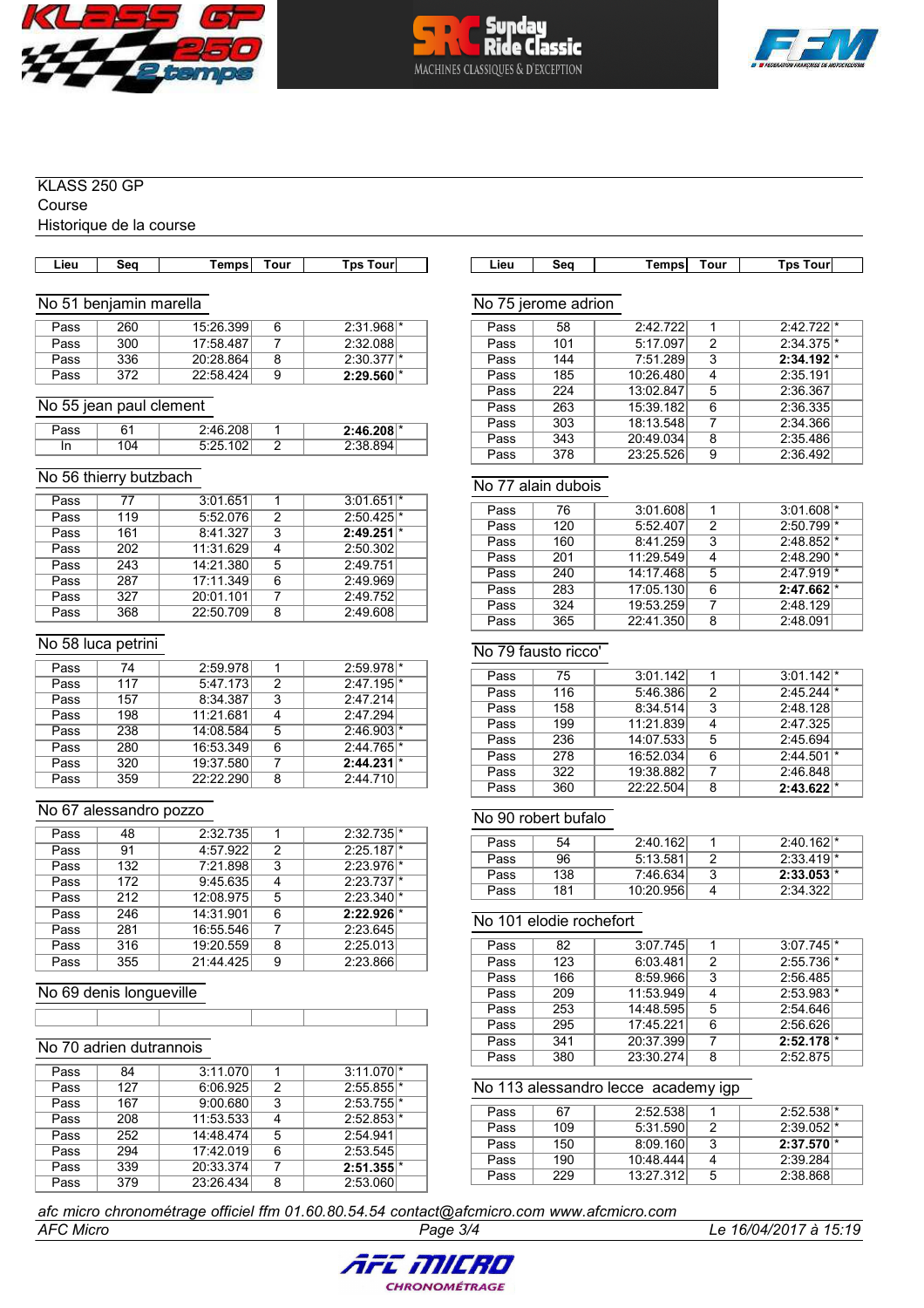KLASS 250 GP
Course
Historique de la course

### No 51 benjamin marella

| Lieu | Seq | Temps | Tour | Tps Tour | |
|---|---|---|---|---|---|
| Pass | 260 | 15:26.399 | 6 | 2:31.968 | * |
| Pass | 300 | 17:58.487 | 7 | 2:32.088 | |
| Pass | 336 | 20:28.864 | 8 | 2:30.377 | * |
| Pass | 372 | 22:58.424 | 9 | **2:29.560** | * |

### No 55 jean paul clement

| Lieu | Seq | Temps | Tour | Tps Tour | |
|---|---|---|---|---|---|
| Pass | 61 | 2:46.208 | 1 | **2:46.208** | * |
| In | 104 | 5:25.102 | 2 | 2:38.894 | |

### No 56 thierry butzbach

| Lieu | Seq | Temps | Tour | Tps Tour | |
|---|---|---|---|---|---|
| Pass | 77 | 3:01.651 | 1 | 3:01.651 | * |
| Pass | 119 | 5:52.076 | 2 | 2:50.425 | * |
| Pass | 161 | 8:41.327 | 3 | **2:49.251** | * |
| Pass | 202 | 11:31.629 | 4 | 2:50.302 | |
| Pass | 243 | 14:21.380 | 5 | 2:49.751 | |
| Pass | 287 | 17:11.349 | 6 | 2:49.969 | |
| Pass | 327 | 20:01.101 | 7 | 2:49.752 | |
| Pass | 368 | 22:50.709 | 8 | 2:49.608 | |

### No 58 luca petrini

| Lieu | Seq | Temps | Tour | Tps Tour | |
|---|---|---|---|---|---|
| Pass | 74 | 2:59.978 | 1 | 2:59.978 | * |
| Pass | 117 | 5:47.173 | 2 | 2:47.195 | * |
| Pass | 157 | 8:34.387 | 3 | 2:47.214 | |
| Pass | 198 | 11:21.681 | 4 | 2:47.294 | |
| Pass | 238 | 14:08.584 | 5 | 2:46.903 | * |
| Pass | 280 | 16:53.349 | 6 | 2:44.765 | * |
| Pass | 320 | 19:37.580 | 7 | **2:44.231** | * |
| Pass | 359 | 22:22.290 | 8 | 2:44.710 | |

### No 67 alessandro pozzo

| Lieu | Seq | Temps | Tour | Tps Tour | |
|---|---|---|---|---|---|
| Pass | 48 | 2:32.735 | 1 | 2:32.735 | * |
| Pass | 91 | 4:57.922 | 2 | 2:25.187 | * |
| Pass | 132 | 7:21.898 | 3 | 2:23.976 | * |
| Pass | 172 | 9:45.635 | 4 | 2:23.737 | * |
| Pass | 212 | 12:08.975 | 5 | 2:23.340 | * |
| Pass | 246 | 14:31.901 | 6 | **2:22.926** | * |
| Pass | 281 | 16:55.546 | 7 | 2:23.645 | |
| Pass | 316 | 19:20.559 | 8 | 2:25.013 | |
| Pass | 355 | 21:44.425 | 9 | 2:23.866 | |

### No 69 denis longueville

| Lieu | Seq | Temps | Tour | Tps Tour | |
|---|---|---|---|---|---|
| | | | | | |

### No 70 adrien dutrannois

| Lieu | Seq | Temps | Tour | Tps Tour | |
|---|---|---|---|---|---|
| Pass | 84 | 3:11.070 | 1 | 3:11.070 | * |
| Pass | 127 | 6:06.925 | 2 | 2:55.855 | * |
| Pass | 167 | 9:00.680 | 3 | 2:53.755 | * |
| Pass | 208 | 11:53.533 | 4 | 2:52.853 | * |
| Pass | 252 | 14:48.474 | 5 | 2:54.941 | |
| Pass | 294 | 17:42.019 | 6 | 2:53.545 | |
| Pass | 339 | 20:33.374 | 7 | **2:51.355** | * |
| Pass | 379 | 23:26.434 | 8 | 2:53.060 | |

### No 75 jerome adrion

| Lieu | Seq | Temps | Tour | Tps Tour | |
|---|---|---|---|---|---|
| Pass | 58 | 2:42.722 | 1 | 2:42.722 | * |
| Pass | 101 | 5:17.097 | 2 | 2:34.375 | * |
| Pass | 144 | 7:51.289 | 3 | **2:34.192** | * |
| Pass | 185 | 10:26.480 | 4 | 2:35.191 | |
| Pass | 224 | 13:02.847 | 5 | 2:36.367 | |
| Pass | 263 | 15:39.182 | 6 | 2:36.335 | |
| Pass | 303 | 18:13.548 | 7 | 2:34.366 | |
| Pass | 343 | 20:49.034 | 8 | 2:35.486 | |
| Pass | 378 | 23:25.526 | 9 | 2:36.492 | |

### No 77 alain dubois

| Lieu | Seq | Temps | Tour | Tps Tour | |
|---|---|---|---|---|---|
| Pass | 76 | 3:01.608 | 1 | 3:01.608 | * |
| Pass | 120 | 5:52.407 | 2 | 2:50.799 | * |
| Pass | 160 | 8:41.259 | 3 | 2:48.852 | * |
| Pass | 201 | 11:29.549 | 4 | 2:48.290 | * |
| Pass | 240 | 14:17.468 | 5 | 2:47.919 | * |
| Pass | 283 | 17:05.130 | 6 | **2:47.662** | * |
| Pass | 324 | 19:53.259 | 7 | 2:48.129 | |
| Pass | 365 | 22:41.350 | 8 | 2:48.091 | |

### No 79 fausto ricco'

| Lieu | Seq | Temps | Tour | Tps Tour | |
|---|---|---|---|---|---|
| Pass | 75 | 3:01.142 | 1 | 3:01.142 | * |
| Pass | 116 | 5:46.386 | 2 | 2:45.244 | * |
| Pass | 158 | 8:34.514 | 3 | 2:48.128 | |
| Pass | 199 | 11:21.839 | 4 | 2:47.325 | |
| Pass | 236 | 14:07.533 | 5 | 2:45.694 | |
| Pass | 278 | 16:52.034 | 6 | 2:44.501 | * |
| Pass | 322 | 19:38.882 | 7 | 2:46.848 | |
| Pass | 360 | 22:22.504 | 8 | **2:43.622** | * |

### No 90 robert bufalo

| Lieu | Seq | Temps | Tour | Tps Tour | |
|---|---|---|---|---|---|
| Pass | 54 | 2:40.162 | 1 | 2:40.162 | * |
| Pass | 96 | 5:13.581 | 2 | 2:33.419 | * |
| Pass | 138 | 7:46.634 | 3 | **2:33.053** | * |
| Pass | 181 | 10:20.956 | 4 | 2:34.322 | |

### No 101 elodie rochefort

| Lieu | Seq | Temps | Tour | Tps Tour | |
|---|---|---|---|---|---|
| Pass | 82 | 3:07.745 | 1 | 3:07.745 | * |
| Pass | 123 | 6:03.481 | 2 | 2:55.736 | * |
| Pass | 166 | 8:59.966 | 3 | 2:56.485 | |
| Pass | 209 | 11:53.949 | 4 | 2:53.983 | * |
| Pass | 253 | 14:48.595 | 5 | 2:54.646 | |
| Pass | 295 | 17:45.221 | 6 | 2:56.626 | |
| Pass | 341 | 20:37.399 | 7 | **2:52.178** | * |
| Pass | 380 | 23:30.274 | 8 | 2:52.875 | |

### No 113 alessandro lecce academy igp

| Lieu | Seq | Temps | Tour | Tps Tour | |
|---|---|---|---|---|---|
| Pass | 67 | 2:52.538 | 1 | 2:52.538 | * |
| Pass | 109 | 5:31.590 | 2 | 2:39.052 | * |
| Pass | 150 | 8:09.160 | 3 | **2:37.570** | * |
| Pass | 190 | 10:48.444 | 4 | 2:39.284 | |
| Pass | 229 | 13:27.312 | 5 | 2:38.868 | |

*afc micro chronométrage officiel ffm 01.60.80.54.54 contact@afcmicro.com www.afcmicro.com*

*AFC Micro* — *Le 16/04/2017 à 15:19*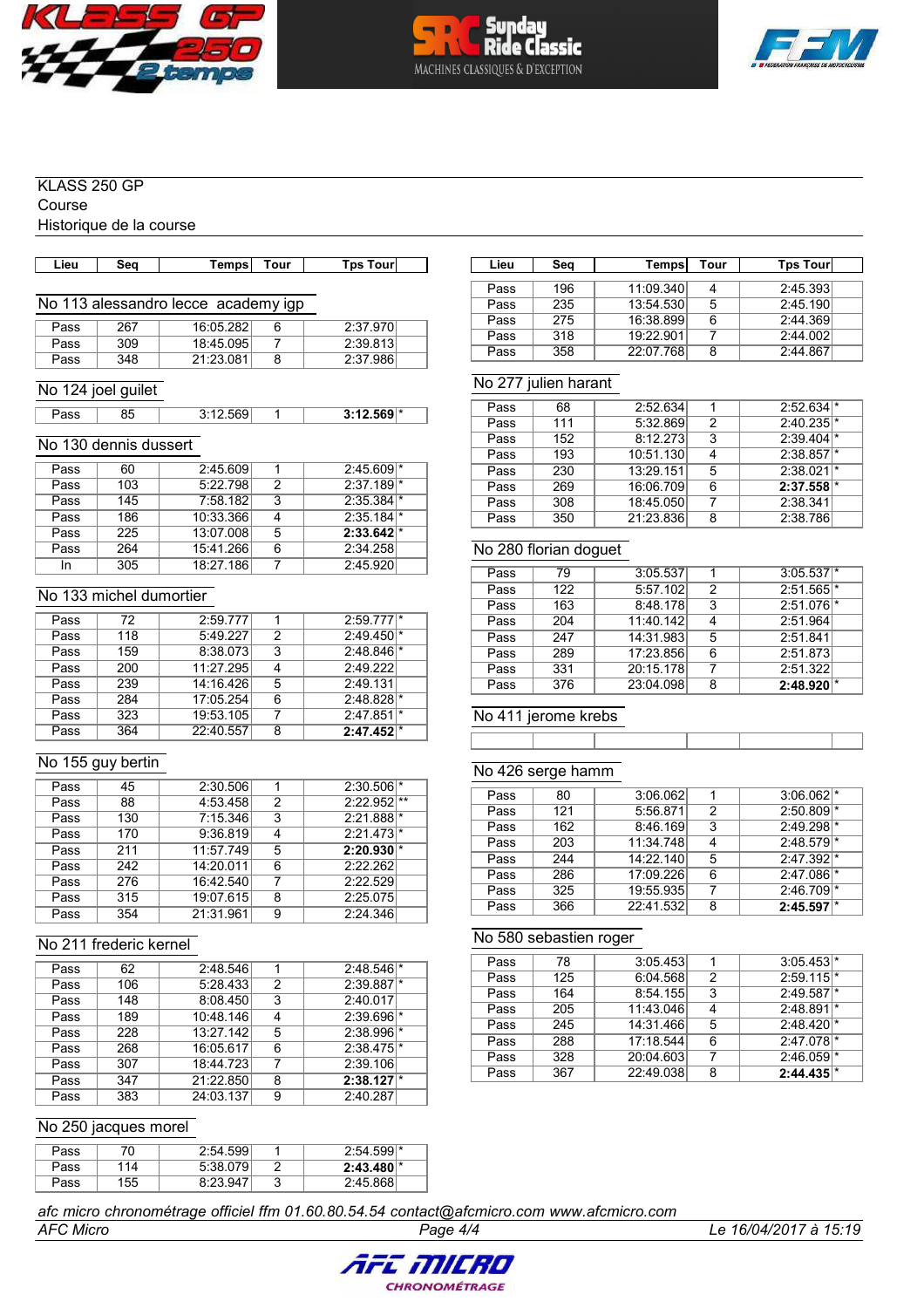KLASS 250 GP
Course
Historique de la course

### No 113 alessandro lecce academy igp

| Lieu | Seq | Temps | Tour | Tps Tour | |
|---|---|---|---|---|---|
| Pass | 267 | 16:05.282 | 6 | 2:37.970 | |
| Pass | 309 | 18:45.095 | 7 | 2:39.813 | |
| Pass | 348 | 21:23.081 | 8 | 2:37.986 | |

### No 124 joel guilet

| Lieu | Seq | Temps | Tour | Tps Tour | |
|---|---|---|---|---|---|
| Pass | 85 | 3:12.569 | 1 | **3:12.569** | * |

### No 130 dennis dussert

| Lieu | Seq | Temps | Tour | Tps Tour | |
|---|---|---|---|---|---|
| Pass | 60 | 2:45.609 | 1 | 2:45.609 | * |
| Pass | 103 | 5:22.798 | 2 | 2:37.189 | * |
| Pass | 145 | 7:58.182 | 3 | 2:35.384 | * |
| Pass | 186 | 10:33.366 | 4 | 2:35.184 | * |
| Pass | 225 | 13:07.008 | 5 | **2:33.642** | * |
| Pass | 264 | 15:41.266 | 6 | 2:34.258 | |
| In | 305 | 18:27.186 | 7 | 2:45.920 | |

### No 133 michel dumortier

| Lieu | Seq | Temps | Tour | Tps Tour | |
|---|---|---|---|---|---|
| Pass | 72 | 2:59.777 | 1 | 2:59.777 | * |
| Pass | 118 | 5:49.227 | 2 | 2:49.450 | * |
| Pass | 159 | 8:38.073 | 3 | 2:48.846 | * |
| Pass | 200 | 11:27.295 | 4 | 2:49.222 | |
| Pass | 239 | 14:16.426 | 5 | 2:49.131 | |
| Pass | 284 | 17:05.254 | 6 | 2:48.828 | * |
| Pass | 323 | 19:53.105 | 7 | 2:47.851 | * |
| Pass | 364 | 22:40.557 | 8 | **2:47.452** | * |

### No 155 guy bertin

| Lieu | Seq | Temps | Tour | Tps Tour | |
|---|---|---|---|---|---|
| Pass | 45 | 2:30.506 | 1 | 2:30.506 | * |
| Pass | 88 | 4:53.458 | 2 | 2:22.952 | ** |
| Pass | 130 | 7:15.346 | 3 | 2:21.888 | * |
| Pass | 170 | 9:36.819 | 4 | 2:21.473 | * |
| Pass | 211 | 11:57.749 | 5 | **2:20.930** | * |
| Pass | 242 | 14:20.011 | 6 | 2:22.262 | |
| Pass | 276 | 16:42.540 | 7 | 2:22.529 | |
| Pass | 315 | 19:07.615 | 8 | 2:25.075 | |
| Pass | 354 | 21:31.961 | 9 | 2:24.346 | |

### No 211 frederic kernel

| Lieu | Seq | Temps | Tour | Tps Tour | |
|---|---|---|---|---|---|
| Pass | 62 | 2:48.546 | 1 | 2:48.546 | * |
| Pass | 106 | 5:28.433 | 2 | 2:39.887 | * |
| Pass | 148 | 8:08.450 | 3 | 2:40.017 | |
| Pass | 189 | 10:48.146 | 4 | 2:39.696 | * |
| Pass | 228 | 13:27.142 | 5 | 2:38.996 | * |
| Pass | 268 | 16:05.617 | 6 | 2:38.475 | * |
| Pass | 307 | 18:44.723 | 7 | 2:39.106 | |
| Pass | 347 | 21:22.850 | 8 | **2:38.127** | * |
| Pass | 383 | 24:03.137 | 9 | 2:40.287 | |

### No 250 jacques morel

| Lieu | Seq | Temps | Tour | Tps Tour | |
|---|---|---|---|---|---|
| Pass | 70 | 2:54.599 | 1 | 2:54.599 | * |
| Pass | 114 | 5:38.079 | 2 | **2:43.480** | * |
| Pass | 155 | 8:23.947 | 3 | 2:45.868 | |

| Lieu | Seq | Temps | Tour | Tps Tour | |
|---|---|---|---|---|---|
| Pass | 196 | 11:09.340 | 4 | 2:45.393 | |
| Pass | 235 | 13:54.530 | 5 | 2:45.190 | |
| Pass | 275 | 16:38.899 | 6 | 2:44.369 | |
| Pass | 318 | 19:22.901 | 7 | 2:44.002 | |
| Pass | 358 | 22:07.768 | 8 | 2:44.867 | |

### No 277 julien harant

| Lieu | Seq | Temps | Tour | Tps Tour | |
|---|---|---|---|---|---|
| Pass | 68 | 2:52.634 | 1 | 2:52.634 | * |
| Pass | 111 | 5:32.869 | 2 | 2:40.235 | * |
| Pass | 152 | 8:12.273 | 3 | 2:39.404 | * |
| Pass | 193 | 10:51.130 | 4 | 2:38.857 | * |
| Pass | 230 | 13:29.151 | 5 | 2:38.021 | * |
| Pass | 269 | 16:06.709 | 6 | **2:37.558** | * |
| Pass | 308 | 18:45.050 | 7 | 2:38.341 | |
| Pass | 350 | 21:23.836 | 8 | 2:38.786 | |

### No 280 florian doguet

| Lieu | Seq | Temps | Tour | Tps Tour | |
|---|---|---|---|---|---|
| Pass | 79 | 3:05.537 | 1 | 3:05.537 | * |
| Pass | 122 | 5:57.102 | 2 | 2:51.565 | * |
| Pass | 163 | 8:48.178 | 3 | 2:51.076 | * |
| Pass | 204 | 11:40.142 | 4 | 2:51.964 | |
| Pass | 247 | 14:31.983 | 5 | 2:51.841 | |
| Pass | 289 | 17:23.856 | 6 | 2:51.873 | |
| Pass | 331 | 20:15.178 | 7 | 2:51.322 | |
| Pass | 376 | 23:04.098 | 8 | **2:48.920** | * |

### No 411 jerome krebs

| Lieu | Seq | Temps | Tour | Tps Tour | |
|---|---|---|---|---|---|
| | | | | | |

### No 426 serge hamm

| Lieu | Seq | Temps | Tour | Tps Tour | |
|---|---|---|---|---|---|
| Pass | 80 | 3:06.062 | 1 | 3:06.062 | * |
| Pass | 121 | 5:56.871 | 2 | 2:50.809 | * |
| Pass | 162 | 8:46.169 | 3 | 2:49.298 | * |
| Pass | 203 | 11:34.748 | 4 | 2:48.579 | * |
| Pass | 244 | 14:22.140 | 5 | 2:47.392 | * |
| Pass | 286 | 17:09.226 | 6 | 2:47.086 | * |
| Pass | 325 | 19:55.935 | 7 | 2:46.709 | * |
| Pass | 366 | 22:41.532 | 8 | **2:45.597** | * |

### No 580 sebastien roger

| Lieu | Seq | Temps | Tour | Tps Tour | |
|---|---|---|---|---|---|
| Pass | 78 | 3:05.453 | 1 | 3:05.453 | * |
| Pass | 125 | 6:04.568 | 2 | 2:59.115 | * |
| Pass | 164 | 8:54.155 | 3 | 2:49.587 | * |
| Pass | 205 | 11:43.046 | 4 | 2:48.891 | * |
| Pass | 245 | 14:31.466 | 5 | 2:48.420 | * |
| Pass | 288 | 17:18.544 | 6 | 2:47.078 | * |
| Pass | 328 | 20:04.603 | 7 | 2:46.059 | * |
| Pass | 367 | 22:49.038 | 8 | **2:44.435** | * |

*afc micro chronométrage officiel ffm 01.60.80.54.54 contact@afcmicro.com www.afcmicro.com*

*AFC Micro* — *Le 16/04/2017 à 15:19*